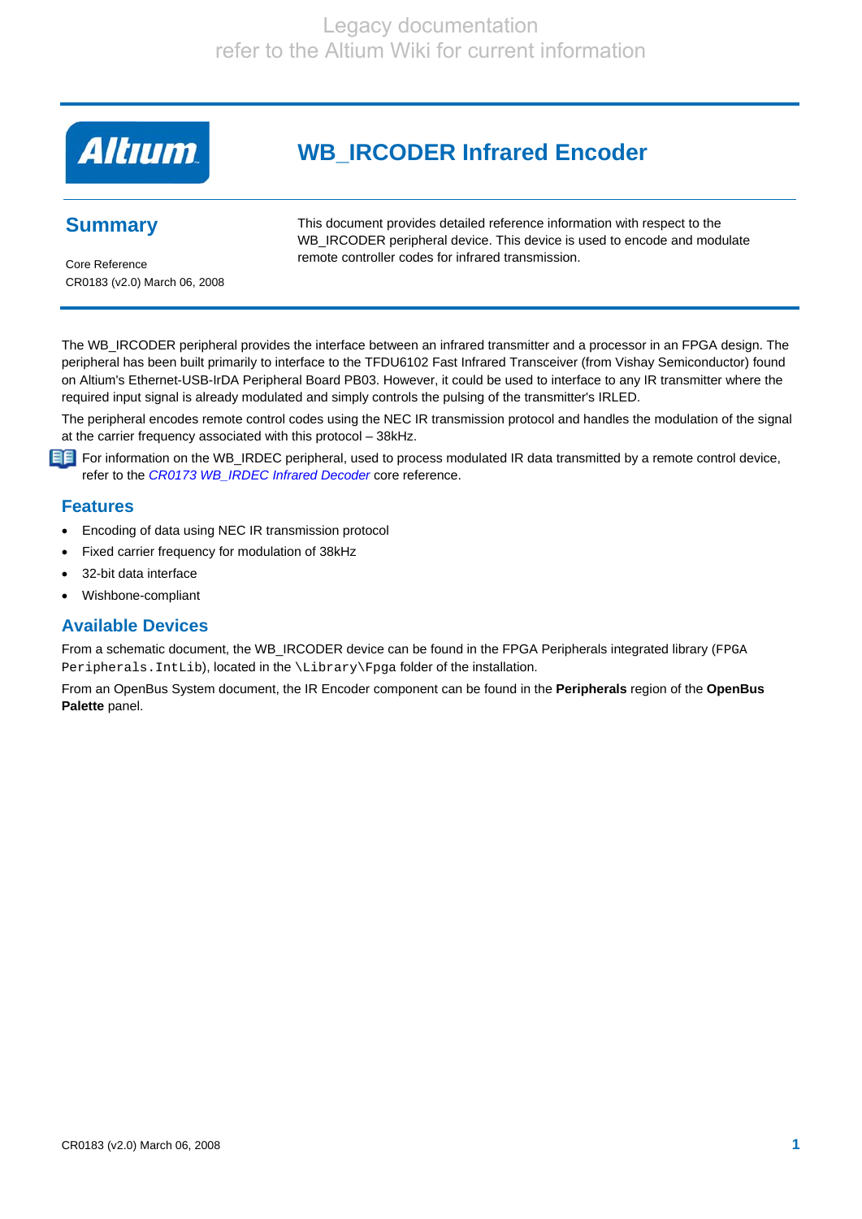Legacy documentation
refer to the Altium Wiki for current information

# WB_IRCODER Infrared Encoder

## Summary

Core Reference

CR0183 (v2.0) March 06, 2008

This document provides detailed reference information with respect to the WB_IRCODER peripheral device. This device is used to encode and modulate remote controller codes for infrared transmission.

The WB_IRCODER peripheral provides the interface between an infrared transmitter and a processor in an FPGA design. The peripheral has been built primarily to interface to the TFDU6102 Fast Infrared Transceiver (from Vishay Semiconductor) found on Altium's Ethernet-USB-IrDA Peripheral Board PB03. However, it could be used to interface to any IR transmitter where the required input signal is already modulated and simply controls the pulsing of the transmitter's IRLED.

The peripheral encodes remote control codes using the NEC IR transmission protocol and handles the modulation of the signal at the carrier frequency associated with this protocol – 38kHz.

For information on the WB_IRDEC peripheral, used to process modulated IR data transmitted by a remote control device, refer to the *CR0173 WB_IRDEC Infrared Decoder* core reference.

## Features

- Encoding of data using NEC IR transmission protocol
- Fixed carrier frequency for modulation of 38kHz
- 32-bit data interface
- Wishbone-compliant

## Available Devices

From a schematic document, the WB_IRCODER device can be found in the FPGA Peripherals integrated library (`FPGA Peripherals.IntLib`), located in the `\Library\Fpga` folder of the installation.

From an OpenBus System document, the IR Encoder component can be found in the **Peripherals** region of the **OpenBus Palette** panel.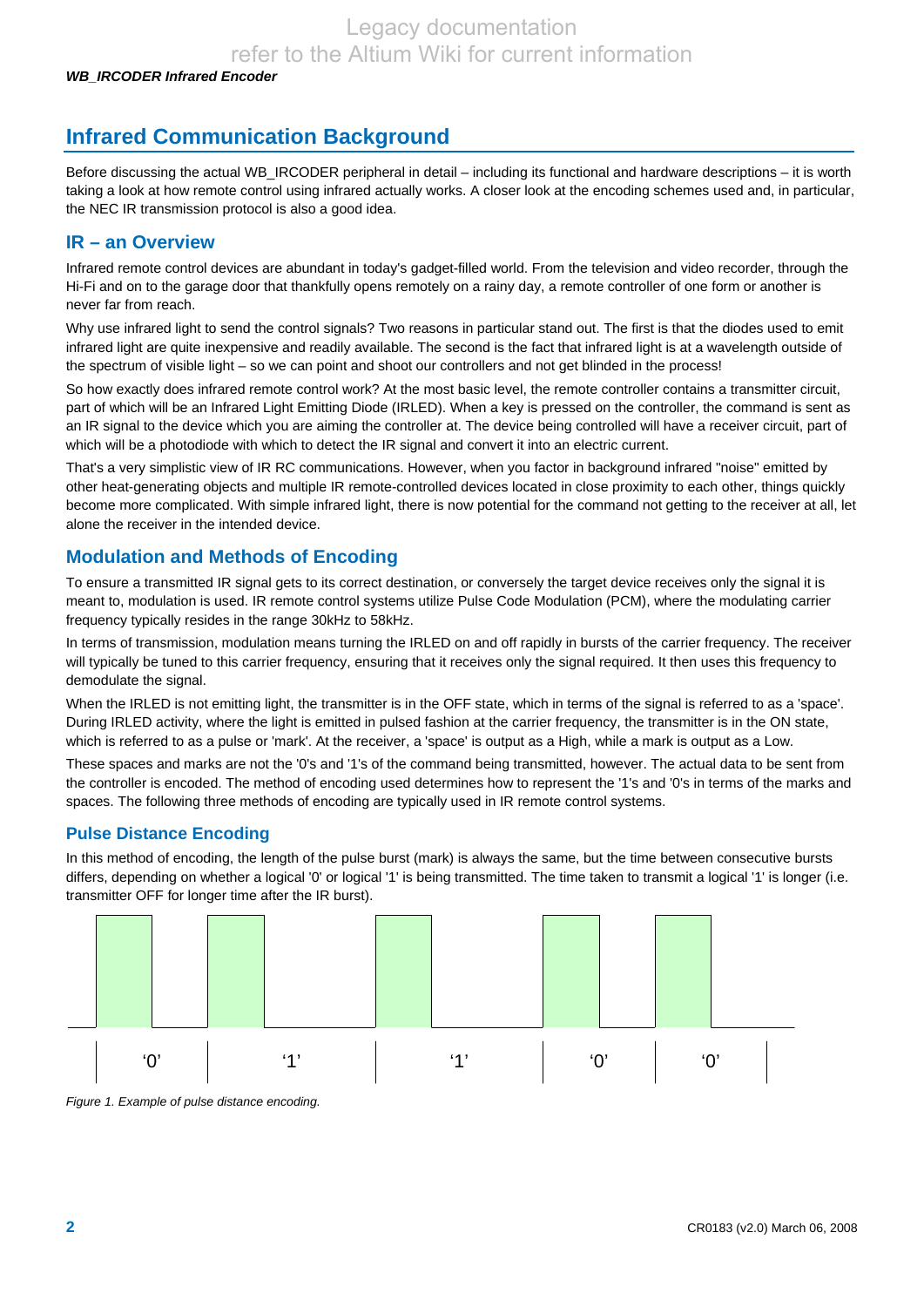## Infrared Communication Background

Before discussing the actual WB_IRCODER peripheral in detail – including its functional and hardware descriptions – it is worth taking a look at how remote control using infrared actually works. A closer look at the encoding schemes used and, in particular, the NEC IR transmission protocol is also a good idea.

### IR – an Overview

Infrared remote control devices are abundant in today's gadget-filled world. From the television and video recorder, through the Hi-Fi and on to the garage door that thankfully opens remotely on a rainy day, a remote controller of one form or another is never far from reach.

Why use infrared light to send the control signals? Two reasons in particular stand out. The first is that the diodes used to emit infrared light are quite inexpensive and readily available. The second is the fact that infrared light is at a wavelength outside of the spectrum of visible light – so we can point and shoot our controllers and not get blinded in the process!

So how exactly does infrared remote control work? At the most basic level, the remote controller contains a transmitter circuit, part of which will be an Infrared Light Emitting Diode (IRLED). When a key is pressed on the controller, the command is sent as an IR signal to the device which you are aiming the controller at. The device being controlled will have a receiver circuit, part of which will be a photodiode with which to detect the IR signal and convert it into an electric current.

That's a very simplistic view of IR RC communications. However, when you factor in background infrared "noise" emitted by other heat-generating objects and multiple IR remote-controlled devices located in close proximity to each other, things quickly become more complicated. With simple infrared light, there is now potential for the command not getting to the receiver at all, let alone the receiver in the intended device.

### Modulation and Methods of Encoding

To ensure a transmitted IR signal gets to its correct destination, or conversely the target device receives only the signal it is meant to, modulation is used. IR remote control systems utilize Pulse Code Modulation (PCM), where the modulating carrier frequency typically resides in the range 30kHz to 58kHz.

In terms of transmission, modulation means turning the IRLED on and off rapidly in bursts of the carrier frequency. The receiver will typically be tuned to this carrier frequency, ensuring that it receives only the signal required. It then uses this frequency to demodulate the signal.

When the IRLED is not emitting light, the transmitter is in the OFF state, which in terms of the signal is referred to as a 'space'. During IRLED activity, where the light is emitted in pulsed fashion at the carrier frequency, the transmitter is in the ON state, which is referred to as a pulse or 'mark'. At the receiver, a 'space' is output as a High, while a mark is output as a Low.

These spaces and marks are not the '0's and '1's of the command being transmitted, however. The actual data to be sent from the controller is encoded. The method of encoding used determines how to represent the '1's and '0's in terms of the marks and spaces. The following three methods of encoding are typically used in IR remote control systems.

#### Pulse Distance Encoding

In this method of encoding, the length of the pulse burst (mark) is always the same, but the time between consecutive bursts differs, depending on whether a logical '0' or logical '1' is being transmitted. The time taken to transmit a logical '1' is longer (i.e. transmitter OFF for longer time after the IR burst).

| '0' | '1' | '1' | '0' | '0' |
|---|---|---|---|---|

*Figure 1. Example of pulse distance encoding.*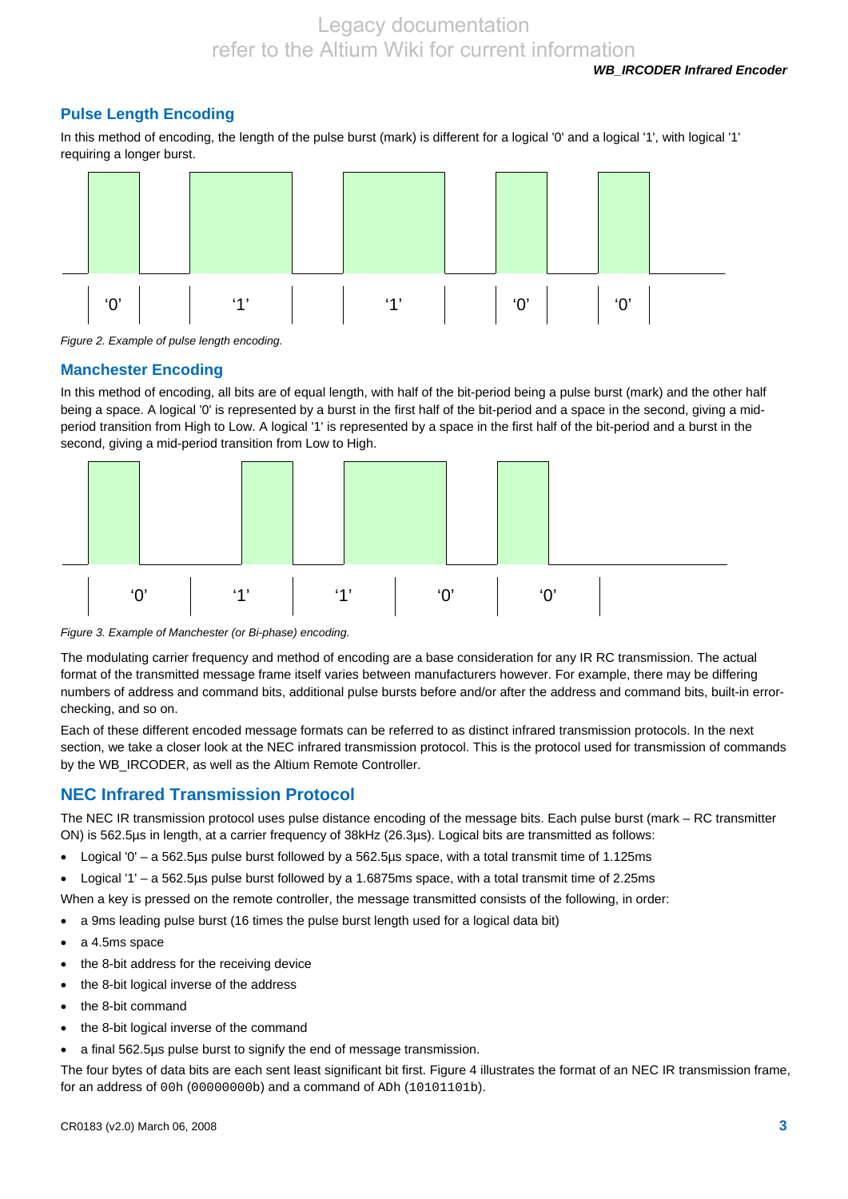## Pulse Length Encoding

In this method of encoding, the length of the pulse burst (mark) is different for a logical '0' and a logical '1', with logical '1' requiring a longer burst.

‘0’ ‘1’ ‘1’ ‘0’ ‘0’

*Figure 2. Example of pulse length encoding.*

## Manchester Encoding

In this method of encoding, all bits are of equal length, with half of the bit-period being a pulse burst (mark) and the other half being a space. A logical '0' is represented by a burst in the first half of the bit-period and a space in the second, giving a mid-period transition from High to Low. A logical '1' is represented by a space in the first half of the bit-period and a burst in the second, giving a mid-period transition from Low to High.

‘0’ ‘1’ ‘1’ ‘0’ ‘0’

*Figure 3. Example of Manchester (or Bi-phase) encoding.*

The modulating carrier frequency and method of encoding are a base consideration for any IR RC transmission. The actual format of the transmitted message frame itself varies between manufacturers however. For example, there may be differing numbers of address and command bits, additional pulse bursts before and/or after the address and command bits, built-in error-checking, and so on.

Each of these different encoded message formats can be referred to as distinct infrared transmission protocols. In the next section, we take a closer look at the NEC infrared transmission protocol. This is the protocol used for transmission of commands by the WB_IRCODER, as well as the Altium Remote Controller.

## NEC Infrared Transmission Protocol

The NEC IR transmission protocol uses pulse distance encoding of the message bits. Each pulse burst (mark – RC transmitter ON) is 562.5µs in length, at a carrier frequency of 38kHz (26.3µs). Logical bits are transmitted as follows:

- Logical '0' – a 562.5µs pulse burst followed by a 562.5µs space, with a total transmit time of 1.125ms
- Logical '1' – a 562.5µs pulse burst followed by a 1.6875ms space, with a total transmit time of 2.25ms

When a key is pressed on the remote controller, the message transmitted consists of the following, in order:

- a 9ms leading pulse burst (16 times the pulse burst length used for a logical data bit)
- a 4.5ms space
- the 8-bit address for the receiving device
- the 8-bit logical inverse of the address
- the 8-bit command
- the 8-bit logical inverse of the command
- a final 562.5µs pulse burst to signify the end of message transmission.

The four bytes of data bits are each sent least significant bit first. Figure 4 illustrates the format of an NEC IR transmission frame, for an address of `00h` (`00000000b`) and a command of `ADh` (`10101101b`).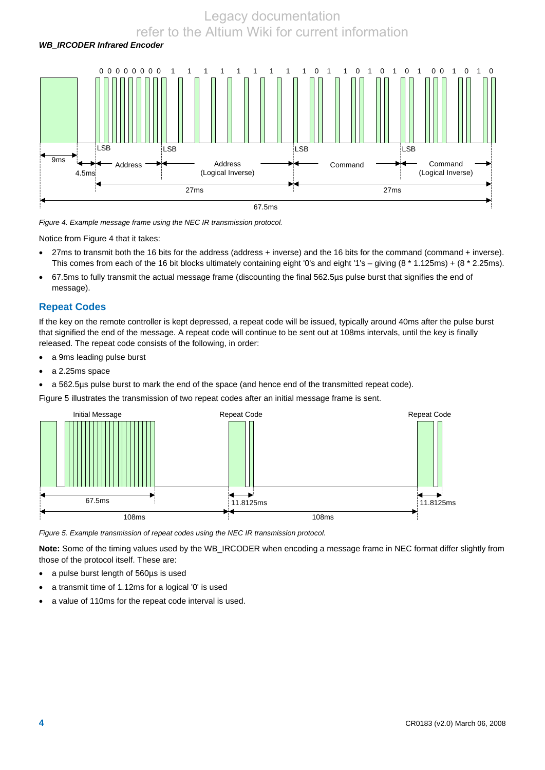Figure 4. Example message frame using the NEC IR transmission protocol.

Notice from Figure 4 that it takes:

- 27ms to transmit both the 16 bits for the address (address + inverse) and the 16 bits for the command (command + inverse). This comes from each of the 16 bit blocks ultimately containing eight '0's and eight '1's – giving (8 * 1.125ms) + (8 * 2.25ms).
- 67.5ms to fully transmit the actual message frame (discounting the final 562.5µs pulse burst that signifies the end of message).

## Repeat Codes

If the key on the remote controller is kept depressed, a repeat code will be issued, typically around 40ms after the pulse burst that signified the end of the message. A repeat code will continue to be sent out at 108ms intervals, until the key is finally released. The repeat code consists of the following, in order:

- a 9ms leading pulse burst
- a 2.25ms space
- a 562.5µs pulse burst to mark the end of the space (and hence end of the transmitted repeat code).

Figure 5 illustrates the transmission of two repeat codes after an initial message frame is sent.

Figure 5. Example transmission of repeat codes using the NEC IR transmission protocol.

**Note:** Some of the timing values used by the WB_IRCODER when encoding a message frame in NEC format differ slightly from those of the protocol itself. These are:

- a pulse burst length of 560µs is used
- a transmit time of 1.12ms for a logical '0' is used
- a value of 110ms for the repeat code interval is used.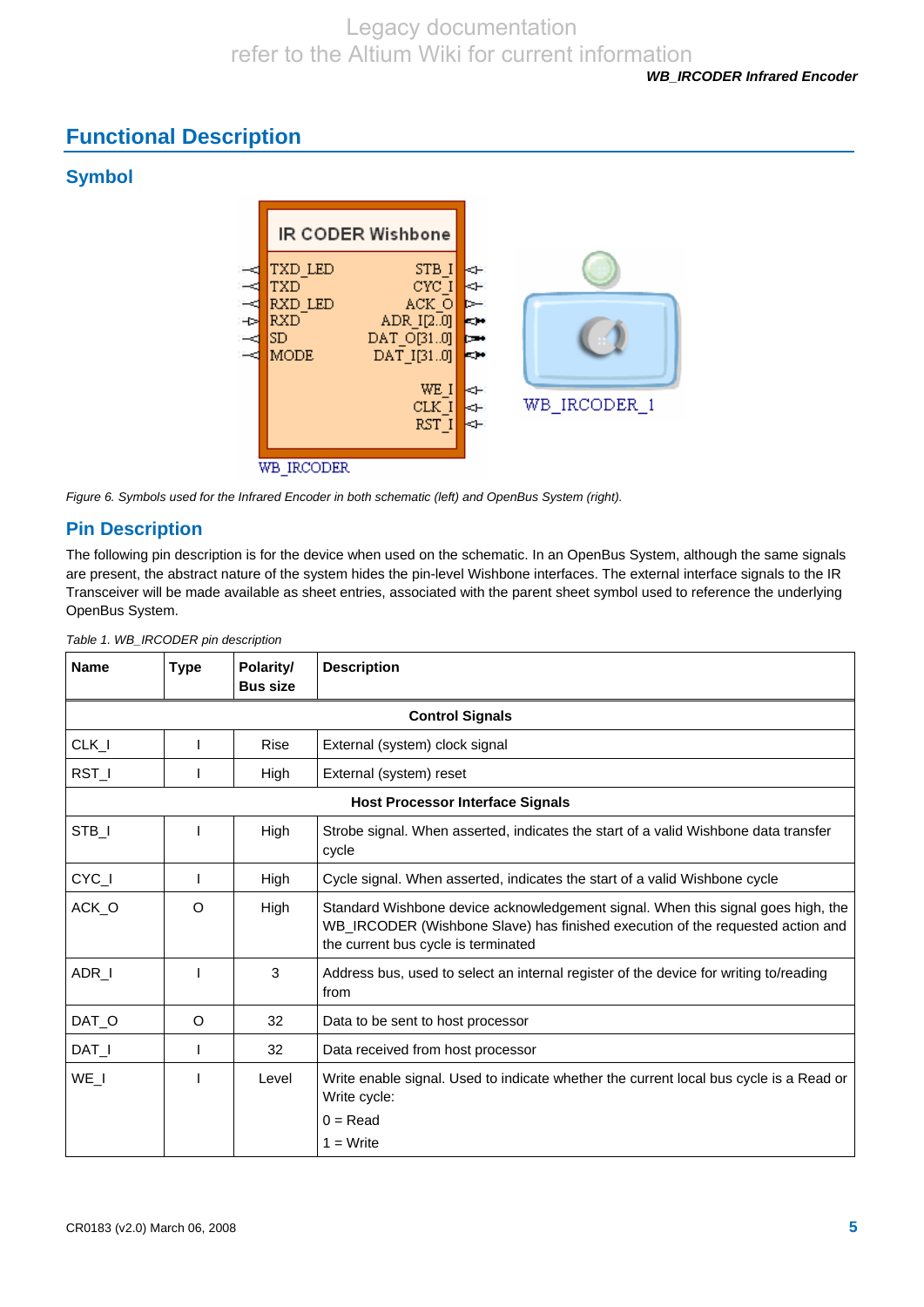## Functional Description

### Symbol

*Figure 6. Symbols used for the Infrared Encoder in both schematic (left) and OpenBus System (right).*

### Pin Description

The following pin description is for the device when used on the schematic. In an OpenBus System, although the same signals are present, the abstract nature of the system hides the pin-level Wishbone interfaces. The external interface signals to the IR Transceiver will be made available as sheet entries, associated with the parent sheet symbol used to reference the underlying OpenBus System.

*Table 1. WB_IRCODER pin description*

| Name | Type | Polarity/ Bus size | Description |
|---|---|---|---|
| | | | **Control Signals** |
| CLK_I | I | Rise | External (system) clock signal |
| RST_I | I | High | External (system) reset |
| | | | **Host Processor Interface Signals** |
| STB_I | I | High | Strobe signal. When asserted, indicates the start of a valid Wishbone data transfer cycle |
| CYC_I | I | High | Cycle signal. When asserted, indicates the start of a valid Wishbone cycle |
| ACK_O | O | High | Standard Wishbone device acknowledgement signal. When this signal goes high, the WB_IRCODER (Wishbone Slave) has finished execution of the requested action and the current bus cycle is terminated |
| ADR_I | I | 3 | Address bus, used to select an internal register of the device for writing to/reading from |
| DAT_O | O | 32 | Data to be sent to host processor |
| DAT_I | I | 32 | Data received from host processor |
| WE_I | I | Level | Write enable signal. Used to indicate whether the current local bus cycle is a Read or Write cycle:<br>0 = Read<br>1 = Write |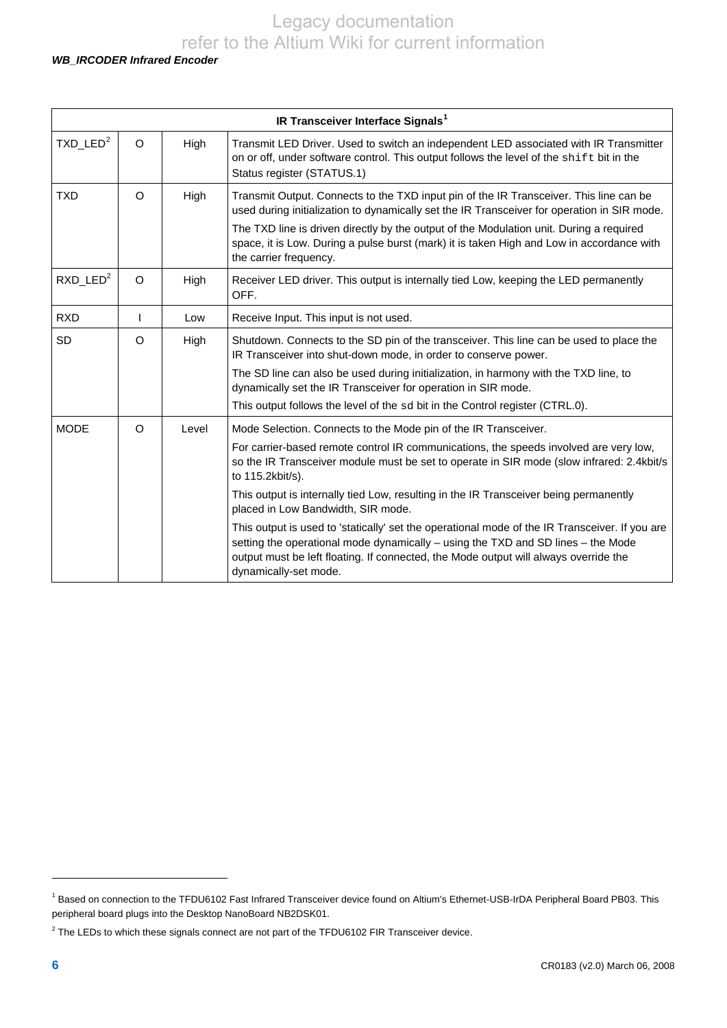| IR Transceiver Interface Signals[1] | | | |
|---|---|---|---|
| TXD_LED[2] | O | High | Transmit LED Driver. Used to switch an independent LED associated with IR Transmitter on or off, under software control. This output follows the level of the `shift` bit in the Status register (STATUS.1) |
| TXD | O | High | Transmit Output. Connects to the TXD input pin of the IR Transceiver. This line can be used during initialization to dynamically set the IR Transceiver for operation in SIR mode.<br><br>The TXD line is driven directly by the output of the Modulation unit. During a required space, it is Low. During a pulse burst (mark) it is taken High and Low in accordance with the carrier frequency. |
| RXD_LED[2] | O | High | Receiver LED driver. This output is internally tied Low, keeping the LED permanently OFF. |
| RXD | I | Low | Receive Input. This input is not used. |
| SD | O | High | Shutdown. Connects to the SD pin of the transceiver. This line can be used to place the IR Transceiver into shut-down mode, in order to conserve power.<br><br>The SD line can also be used during initialization, in harmony with the TXD line, to dynamically set the IR Transceiver for operation in SIR mode.<br><br>This output follows the level of the `sd` bit in the Control register (CTRL.0). |
| MODE | O | Level | Mode Selection. Connects to the Mode pin of the IR Transceiver.<br><br>For carrier-based remote control IR communications, the speeds involved are very low, so the IR Transceiver module must be set to operate in SIR mode (slow infrared: 2.4kbit/s to 115.2kbit/s).<br><br>This output is internally tied Low, resulting in the IR Transceiver being permanently placed in Low Bandwidth, SIR mode.<br><br>This output is used to 'statically' set the operational mode of the IR Transceiver. If you are setting the operational mode dynamically – using the TXD and SD lines – the Mode output must be left floating. If connected, the Mode output will always override the dynamically-set mode. |

[1] Based on connection to the TFDU6102 Fast Infrared Transceiver device found on Altium's Ethernet-USB-IrDA Peripheral Board PB03. This peripheral board plugs into the Desktop NanoBoard NB2DSK01.

[2] The LEDs to which these signals connect are not part of the TFDU6102 FIR Transceiver device.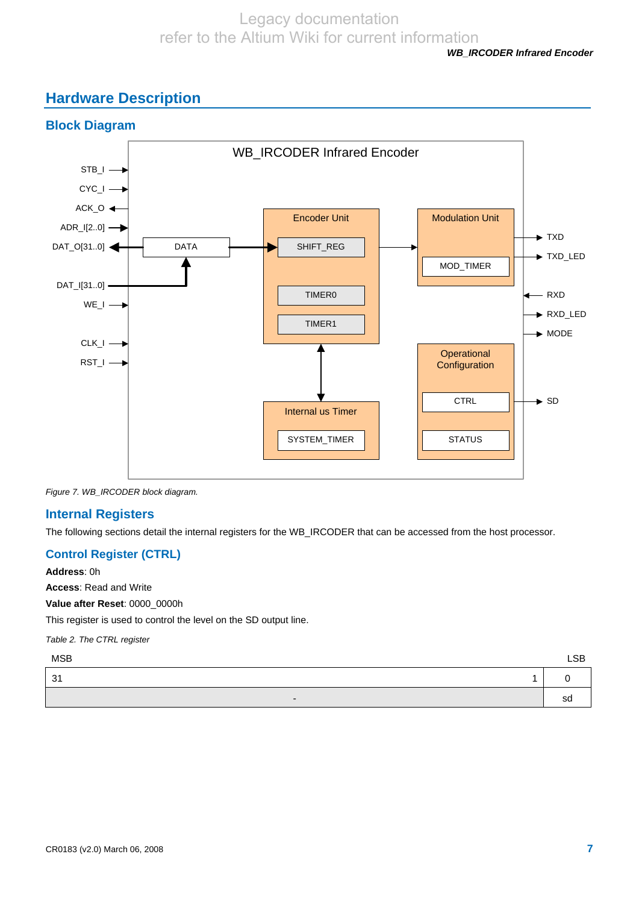## Hardware Description

### Block Diagram

*Figure 7. WB_IRCODER block diagram.*

### Internal Registers

The following sections detail the internal registers for the WB_IRCODER that can be accessed from the host processor.

### Control Register (CTRL)

**Address**: 0h

**Access**: Read and Write

**Value after Reset**: 0000_0000h

This register is used to control the level on the SD output line.

*Table 2. The CTRL register*

| MSB 31 ... 1 | LSB 0 |
|---|---|
| - | sd |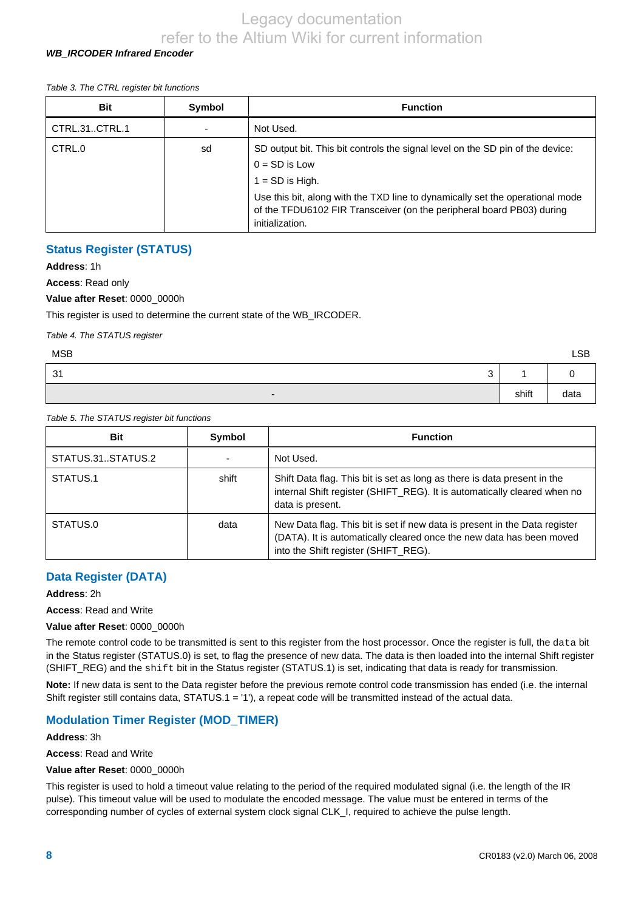*Table 3. The CTRL register bit functions*

| Bit | Symbol | Function |
|---|---|---|
| CTRL.31..CTRL.1 | - | Not Used. |
| CTRL.0 | sd | SD output bit. This bit controls the signal level on the SD pin of the device:<br>0 = SD is Low<br>1 = SD is High.<br>Use this bit, along with the TXD line to dynamically set the operational mode of the TFDU6102 FIR Transceiver (on the peripheral board PB03) during initialization. |

## Status Register (STATUS)

**Address**: 1h

**Access**: Read only

**Value after Reset**: 0000_0000h

This register is used to determine the current state of the WB_IRCODER.

*Table 4. The STATUS register*

| MSB | | | LSB |
|---|---|---|---|
| 31 | 3 | 1 | 0 |
| - | | shift | data |

*Table 5. The STATUS register bit functions*

| Bit | Symbol | Function |
|---|---|---|
| STATUS.31..STATUS.2 | - | Not Used. |
| STATUS.1 | shift | Shift Data flag. This bit is set as long as there is data present in the internal Shift register (SHIFT_REG). It is automatically cleared when no data is present. |
| STATUS.0 | data | New Data flag. This bit is set if new data is present in the Data register (DATA). It is automatically cleared once the new data has been moved into the Shift register (SHIFT_REG). |

## Data Register (DATA)

**Address**: 2h

**Access**: Read and Write

**Value after Reset**: 0000_0000h

The remote control code to be transmitted is sent to this register from the host processor. Once the register is full, the `data` bit in the Status register (STATUS.0) is set, to flag the presence of new data. The data is then loaded into the internal Shift register (SHIFT_REG) and the `shift` bit in the Status register (STATUS.1) is set, indicating that data is ready for transmission.

**Note:** If new data is sent to the Data register before the previous remote control code transmission has ended (i.e. the internal Shift register still contains data, STATUS.1 = '1'), a repeat code will be transmitted instead of the actual data.

## Modulation Timer Register (MOD_TIMER)

**Address**: 3h

**Access**: Read and Write

**Value after Reset**: 0000_0000h

This register is used to hold a timeout value relating to the period of the required modulated signal (i.e. the length of the IR pulse). This timeout value will be used to modulate the encoded message. The value must be entered in terms of the corresponding number of cycles of external system clock signal CLK_I, required to achieve the pulse length.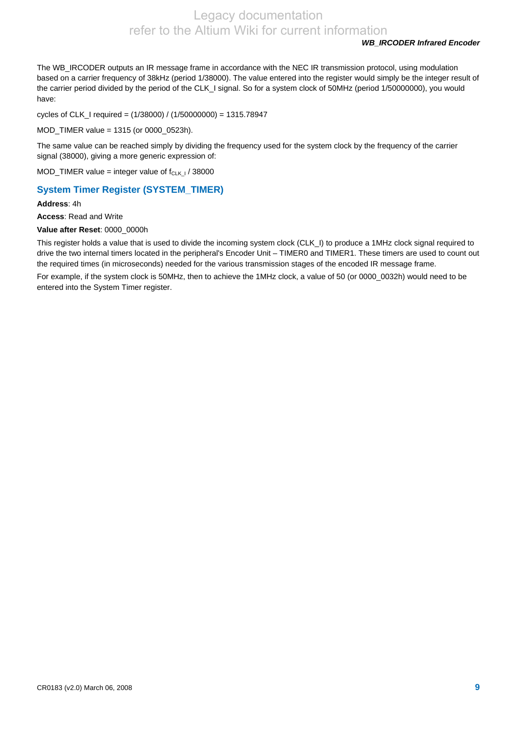The WB_IRCODER outputs an IR message frame in accordance with the NEC IR transmission protocol, using modulation based on a carrier frequency of 38kHz (period 1/38000). The value entered into the register would simply be the integer result of the carrier period divided by the period of the CLK_I signal. So for a system clock of 50MHz (period 1/50000000), you would have:

cycles of CLK_I required = (1/38000) / (1/50000000) = 1315.78947

MOD_TIMER value = 1315 (or 0000_0523h).

The same value can be reached simply by dividing the frequency used for the system clock by the frequency of the carrier signal (38000), giving a more generic expression of:

MOD_TIMER value = integer value of $f_{CLK\_I}$ / 38000

## System Timer Register (SYSTEM_TIMER)

**Address**: 4h

**Access**: Read and Write

**Value after Reset**: 0000_0000h

This register holds a value that is used to divide the incoming system clock (CLK_I) to produce a 1MHz clock signal required to drive the two internal timers located in the peripheral's Encoder Unit – TIMER0 and TIMER1. These timers are used to count out the required times (in microseconds) needed for the various transmission stages of the encoded IR message frame.

For example, if the system clock is 50MHz, then to achieve the 1MHz clock, a value of 50 (or 0000_0032h) would need to be entered into the System Timer register.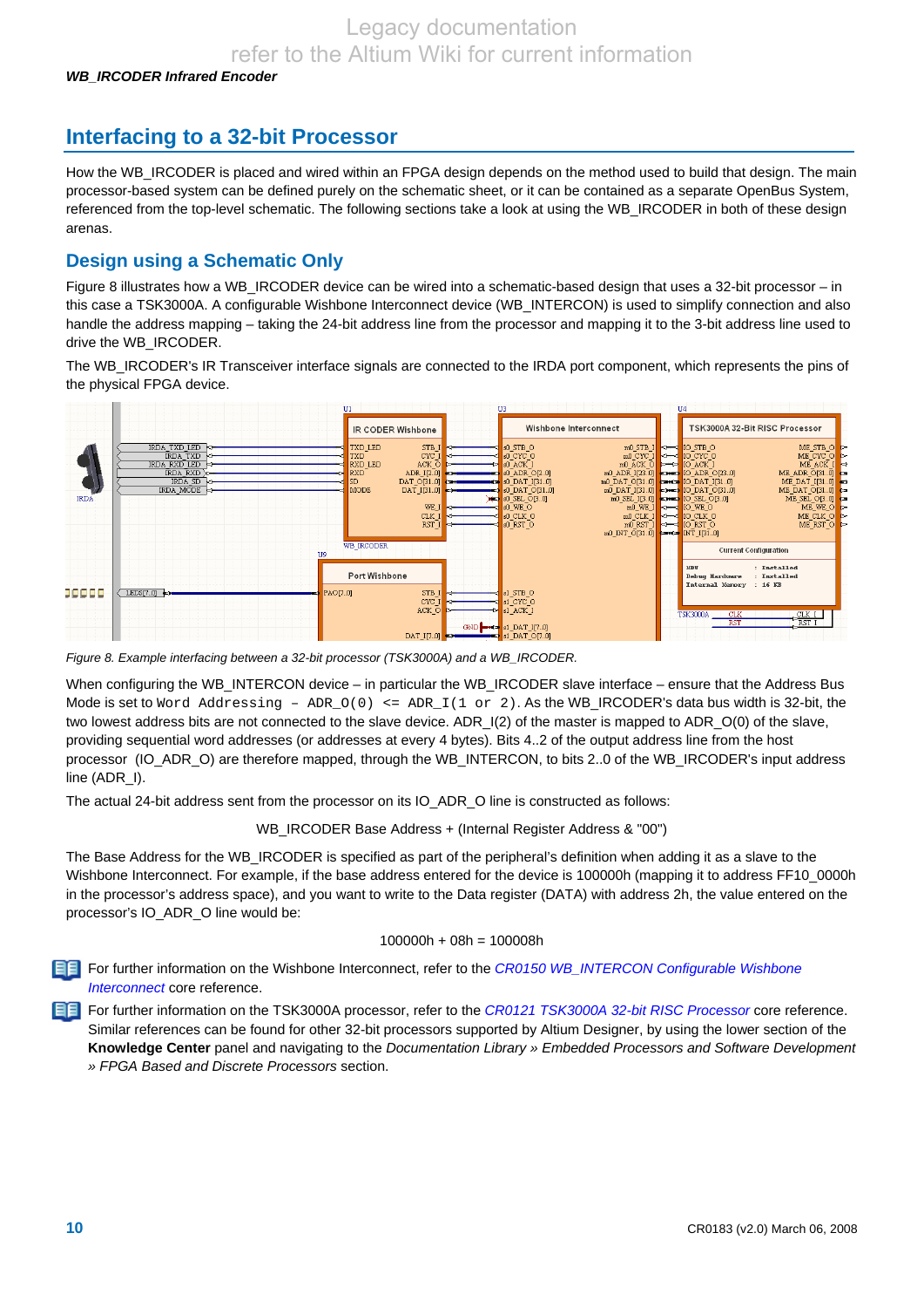## Interfacing to a 32-bit Processor

How the WB_IRCODER is placed and wired within an FPGA design depends on the method used to build that design. The main processor-based system can be defined purely on the schematic sheet, or it can be contained as a separate OpenBus System, referenced from the top-level schematic. The following sections take a look at using the WB_IRCODER in both of these design arenas.

### Design using a Schematic Only

Figure 8 illustrates how a WB_IRCODER device can be wired into a schematic-based design that uses a 32-bit processor – in this case a TSK3000A. A configurable Wishbone Interconnect device (WB_INTERCON) is used to simplify connection and also handle the address mapping – taking the 24-bit address line from the processor and mapping it to the 3-bit address line used to drive the WB_IRCODER.

The WB_IRCODER's IR Transceiver interface signals are connected to the IRDA port component, which represents the pins of the physical FPGA device.

*Figure 8. Example interfacing between a 32-bit processor (TSK3000A) and a WB_IRCODER.*

When configuring the WB_INTERCON device – in particular the WB_IRCODER slave interface – ensure that the Address Bus Mode is set to `Word Addressing - ADR_O(0) <= ADR_I(1 or 2)`. As the WB_IRCODER's data bus width is 32-bit, the two lowest address bits are not connected to the slave device. ADR_I(2) of the master is mapped to ADR_O(0) of the slave, providing sequential word addresses (or addresses at every 4 bytes). Bits 4..2 of the output address line from the host processor (IO_ADR_O) are therefore mapped, through the WB_INTERCON, to bits 2..0 of the WB_IRCODER's input address line (ADR_I).

The actual 24-bit address sent from the processor on its IO_ADR_O line is constructed as follows:

WB_IRCODER Base Address + (Internal Register Address & "00")

The Base Address for the WB_IRCODER is specified as part of the peripheral's definition when adding it as a slave to the Wishbone Interconnect. For example, if the base address entered for the device is 100000h (mapping it to address FF10_0000h in the processor's address space), and you want to write to the Data register (DATA) with address 2h, the value entered on the processor's IO_ADR_O line would be:

100000h + 08h = 100008h

For further information on the Wishbone Interconnect, refer to the *CR0150 WB_INTERCON Configurable Wishbone Interconnect* core reference.

For further information on the TSK3000A processor, refer to the *CR0121 TSK3000A 32-bit RISC Processor* core reference. Similar references can be found for other 32-bit processors supported by Altium Designer, by using the lower section of the **Knowledge Center** panel and navigating to the *Documentation Library » Embedded Processors and Software Development » FPGA Based and Discrete Processors* section.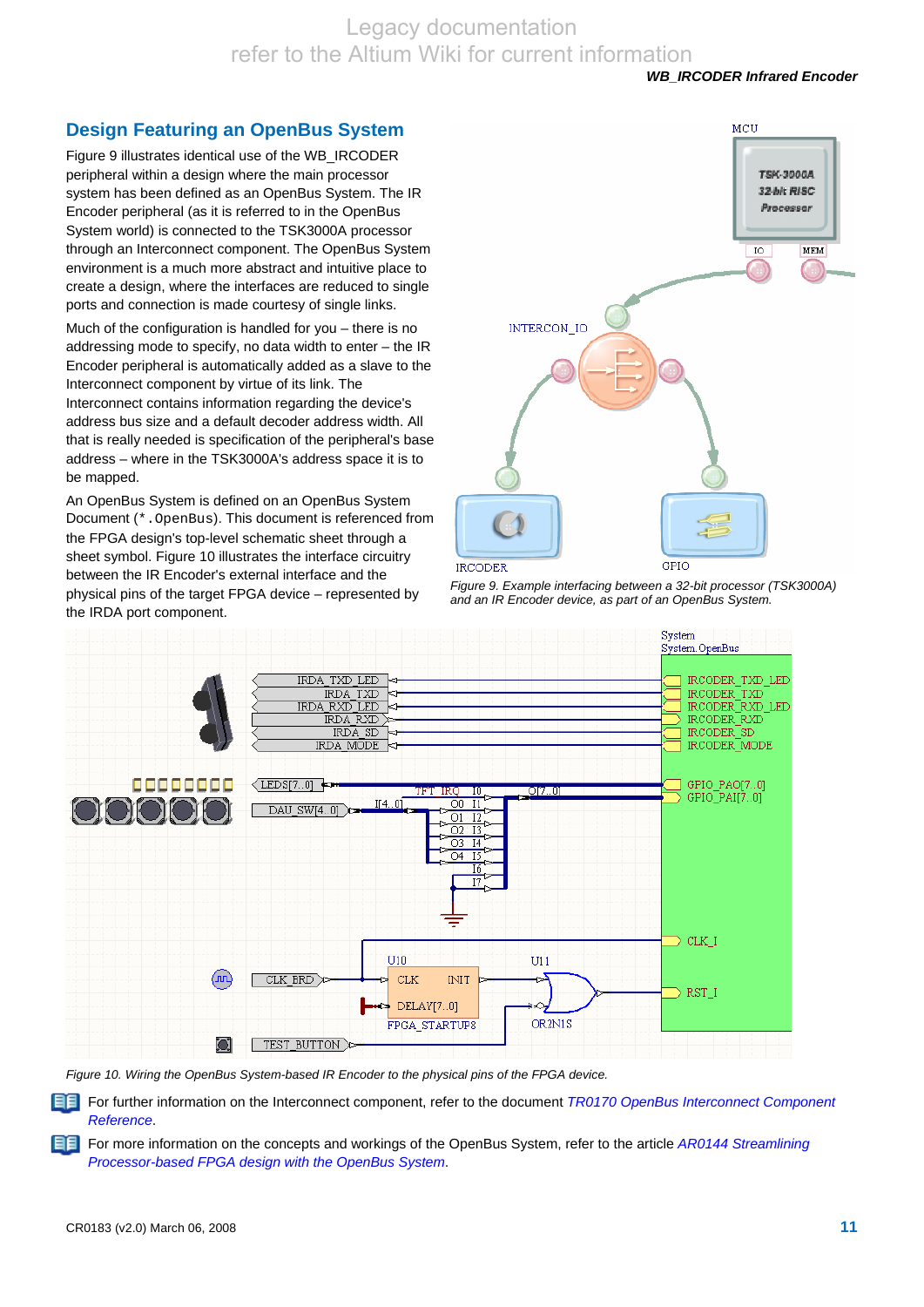## Design Featuring an OpenBus System

Figure 9 illustrates identical use of the WB_IRCODER peripheral within a design where the main processor system has been defined as an OpenBus System. The IR Encoder peripheral (as it is referred to in the OpenBus System world) is connected to the TSK3000A processor through an Interconnect component. The OpenBus System environment is a much more abstract and intuitive place to create a design, where the interfaces are reduced to single ports and connection is made courtesy of single links.

Much of the configuration is handled for you – there is no addressing mode to specify, no data width to enter – the IR Encoder peripheral is automatically added as a slave to the Interconnect component by virtue of its link. The Interconnect contains information regarding the device's address bus size and a default decoder address width. All that is really needed is specification of the peripheral's base address – where in the TSK3000A's address space it is to be mapped.

An OpenBus System is defined on an OpenBus System Document (`*.OpenBus`). This document is referenced from the FPGA design's top-level schematic sheet through a sheet symbol. Figure 10 illustrates the interface circuitry between the IR Encoder's external interface and the physical pins of the target FPGA device – represented by the IRDA port component.

*Figure 9. Example interfacing between a 32-bit processor (TSK3000A) and an IR Encoder device, as part of an OpenBus System.*

*Figure 10. Wiring the OpenBus System-based IR Encoder to the physical pins of the FPGA device.*

For further information on the Interconnect component, refer to the document *TR0170 OpenBus Interconnect Component Reference*.

For more information on the concepts and workings of the OpenBus System, refer to the article *AR0144 Streamlining Processor-based FPGA design with the OpenBus System*.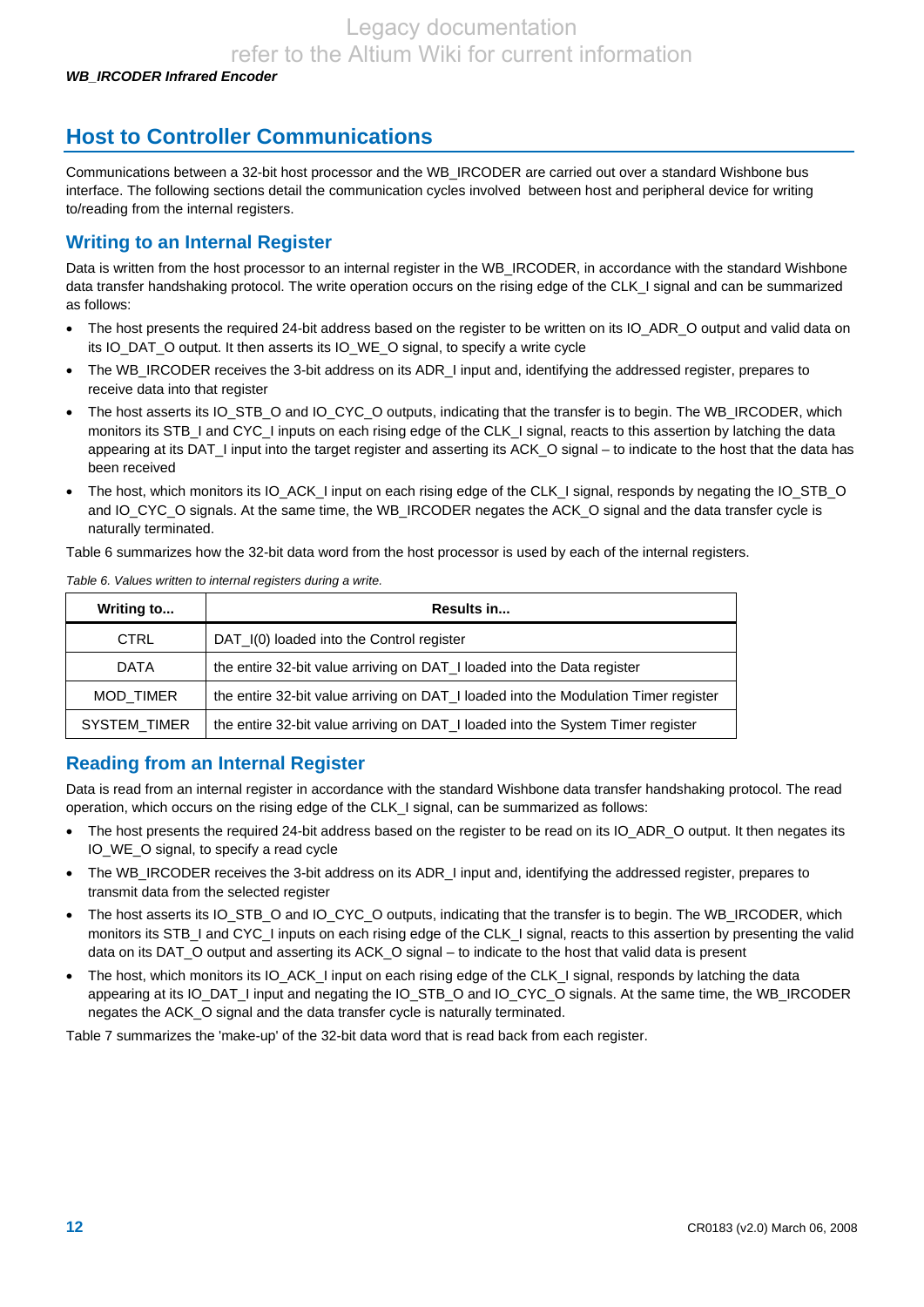## Host to Controller Communications

Communications between a 32-bit host processor and the WB_IRCODER are carried out over a standard Wishbone bus interface. The following sections detail the communication cycles involved between host and peripheral device for writing to/reading from the internal registers.

### Writing to an Internal Register

Data is written from the host processor to an internal register in the WB_IRCODER, in accordance with the standard Wishbone data transfer handshaking protocol. The write operation occurs on the rising edge of the CLK_I signal and can be summarized as follows:

- The host presents the required 24-bit address based on the register to be written on its IO_ADR_O output and valid data on its IO_DAT_O output. It then asserts its IO_WE_O signal, to specify a write cycle
- The WB_IRCODER receives the 3-bit address on its ADR_I input and, identifying the addressed register, prepares to receive data into that register
- The host asserts its IO_STB_O and IO_CYC_O outputs, indicating that the transfer is to begin. The WB_IRCODER, which monitors its STB_I and CYC_I inputs on each rising edge of the CLK_I signal, reacts to this assertion by latching the data appearing at its DAT_I input into the target register and asserting its ACK_O signal – to indicate to the host that the data has been received
- The host, which monitors its IO_ACK_I input on each rising edge of the CLK_I signal, responds by negating the IO_STB_O and IO_CYC_O signals. At the same time, the WB_IRCODER negates the ACK_O signal and the data transfer cycle is naturally terminated.

Table 6 summarizes how the 32-bit data word from the host processor is used by each of the internal registers.

*Table 6. Values written to internal registers during a write.*

| Writing to... | Results in... |
|---|---|
| CTRL | DAT_I(0) loaded into the Control register |
| DATA | the entire 32-bit value arriving on DAT_I loaded into the Data register |
| MOD_TIMER | the entire 32-bit value arriving on DAT_I loaded into the Modulation Timer register |
| SYSTEM_TIMER | the entire 32-bit value arriving on DAT_I loaded into the System Timer register |

### Reading from an Internal Register

Data is read from an internal register in accordance with the standard Wishbone data transfer handshaking protocol. The read operation, which occurs on the rising edge of the CLK_I signal, can be summarized as follows:

- The host presents the required 24-bit address based on the register to be read on its IO_ADR_O output. It then negates its IO_WE_O signal, to specify a read cycle
- The WB_IRCODER receives the 3-bit address on its ADR_I input and, identifying the addressed register, prepares to transmit data from the selected register
- The host asserts its IO_STB_O and IO_CYC_O outputs, indicating that the transfer is to begin. The WB_IRCODER, which monitors its STB_I and CYC_I inputs on each rising edge of the CLK_I signal, reacts to this assertion by presenting the valid data on its DAT_O output and asserting its ACK_O signal – to indicate to the host that valid data is present
- The host, which monitors its IO_ACK_I input on each rising edge of the CLK_I signal, responds by latching the data appearing at its IO_DAT_I input and negating the IO_STB_O and IO_CYC_O signals. At the same time, the WB_IRCODER negates the ACK_O signal and the data transfer cycle is naturally terminated.

Table 7 summarizes the 'make-up' of the 32-bit data word that is read back from each register.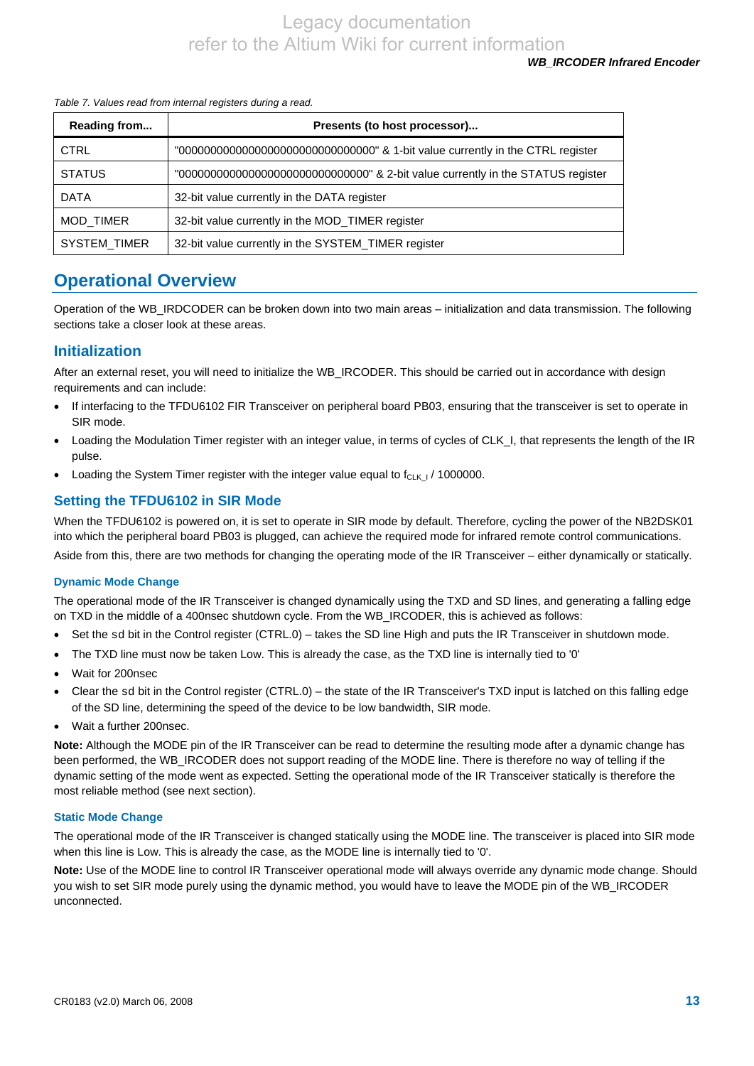*Table 7. Values read from internal registers during a read.*

| Reading from... | Presents (to host processor)... |
|---|---|
| CTRL | "0000000000000000000000000000000" & 1-bit value currently in the CTRL register |
| STATUS | "000000000000000000000000000000" & 2-bit value currently in the STATUS register |
| DATA | 32-bit value currently in the DATA register |
| MOD_TIMER | 32-bit value currently in the MOD_TIMER register |
| SYSTEM_TIMER | 32-bit value currently in the SYSTEM_TIMER register |

## Operational Overview

Operation of the WB_IRDCODER can be broken down into two main areas – initialization and data transmission. The following sections take a closer look at these areas.

### Initialization

After an external reset, you will need to initialize the WB_IRCODER. This should be carried out in accordance with design requirements and can include:

- If interfacing to the TFDU6102 FIR Transceiver on peripheral board PB03, ensuring that the transceiver is set to operate in SIR mode.
- Loading the Modulation Timer register with an integer value, in terms of cycles of CLK_I, that represents the length of the IR pulse.
- Loading the System Timer register with the integer value equal to $f_{CLK\_I}$ / 1000000.

### Setting the TFDU6102 in SIR Mode

When the TFDU6102 is powered on, it is set to operate in SIR mode by default. Therefore, cycling the power of the NB2DSK01 into which the peripheral board PB03 is plugged, can achieve the required mode for infrared remote control communications.

Aside from this, there are two methods for changing the operating mode of the IR Transceiver – either dynamically or statically.

#### Dynamic Mode Change

The operational mode of the IR Transceiver is changed dynamically using the TXD and SD lines, and generating a falling edge on TXD in the middle of a 400nsec shutdown cycle. From the WB_IRCODER, this is achieved as follows:

- Set the sd bit in the Control register (CTRL.0) – takes the SD line High and puts the IR Transceiver in shutdown mode.
- The TXD line must now be taken Low. This is already the case, as the TXD line is internally tied to '0'
- Wait for 200nsec
- Clear the sd bit in the Control register (CTRL.0) – the state of the IR Transceiver's TXD input is latched on this falling edge of the SD line, determining the speed of the device to be low bandwidth, SIR mode.
- Wait a further 200nsec.

**Note:** Although the MODE pin of the IR Transceiver can be read to determine the resulting mode after a dynamic change has been performed, the WB_IRCODER does not support reading of the MODE line. There is therefore no way of telling if the dynamic setting of the mode went as expected. Setting the operational mode of the IR Transceiver statically is therefore the most reliable method (see next section).

#### Static Mode Change

The operational mode of the IR Transceiver is changed statically using the MODE line. The transceiver is placed into SIR mode when this line is Low. This is already the case, as the MODE line is internally tied to '0'.

**Note:** Use of the MODE line to control IR Transceiver operational mode will always override any dynamic mode change. Should you wish to set SIR mode purely using the dynamic method, you would have to leave the MODE pin of the WB_IRCODER unconnected.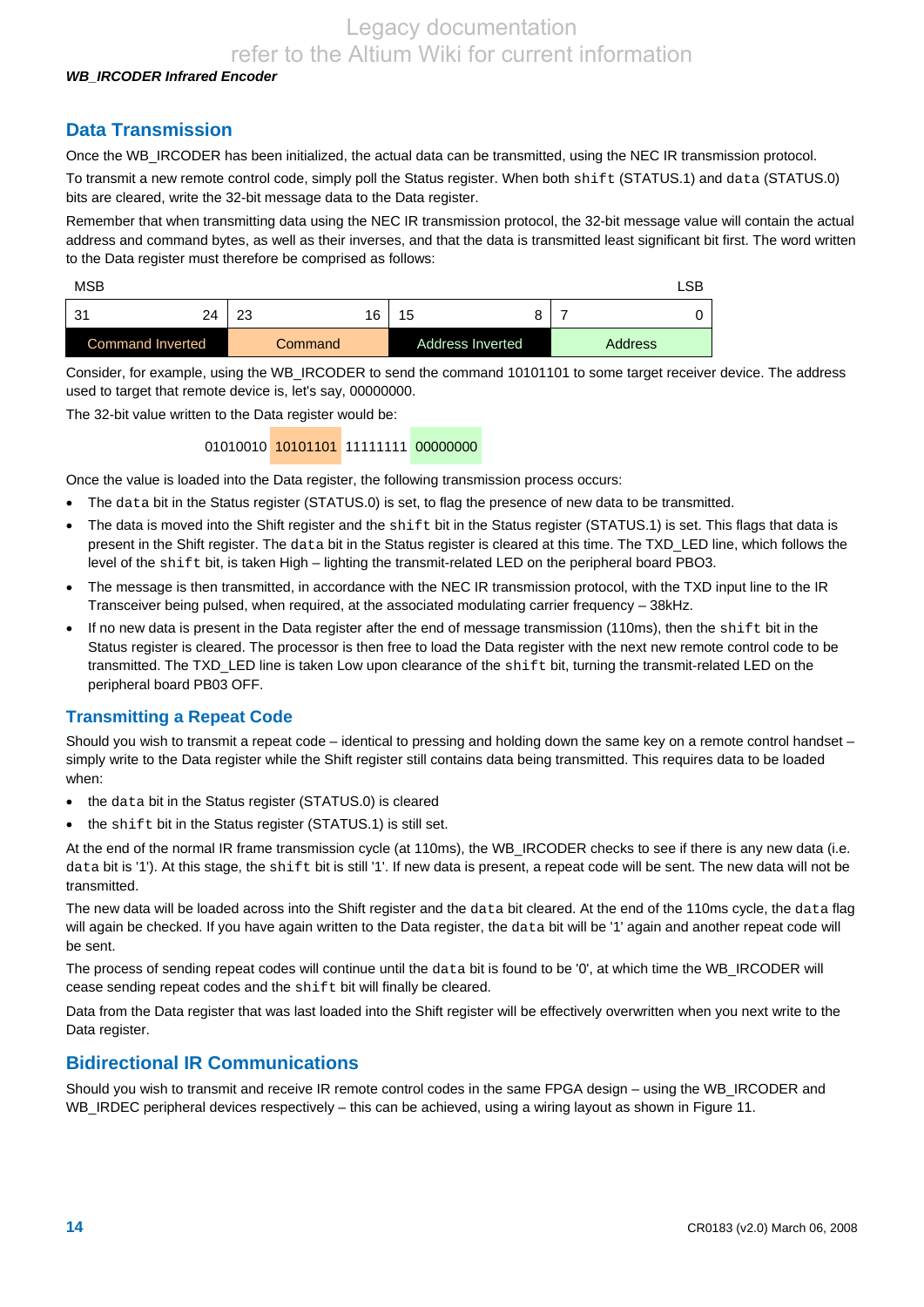## Data Transmission

Once the WB_IRCODER has been initialized, the actual data can be transmitted, using the NEC IR transmission protocol.

To transmit a new remote control code, simply poll the Status register. When both `shift` (STATUS.1) and `data` (STATUS.0) bits are cleared, write the 32-bit message data to the Data register.

Remember that when transmitting data using the NEC IR transmission protocol, the 32-bit message value will contain the actual address and command bytes, as well as their inverses, and that the data is transmitted least significant bit first. The word written to the Data register must therefore be comprised as follows:

| MSB | | | LSB |
|---|---|---|---|
| 31 &nbsp;&nbsp;&nbsp; 24 | 23 &nbsp;&nbsp;&nbsp; 16 | 15 &nbsp;&nbsp;&nbsp; 8 | 7 &nbsp;&nbsp;&nbsp; 0 |
| Command Inverted | Command | Address Inverted | Address |

Consider, for example, using the WB_IRCODER to send the command 10101101 to some target receiver device. The address used to target that remote device is, let's say, 00000000.

The 32-bit value written to the Data register would be:

01010010 10101101 11111111 00000000

Once the value is loaded into the Data register, the following transmission process occurs:

- The `data` bit in the Status register (STATUS.0) is set, to flag the presence of new data to be transmitted.
- The data is moved into the Shift register and the `shift` bit in the Status register (STATUS.1) is set. This flags that data is present in the Shift register. The `data` bit in the Status register is cleared at this time. The TXD_LED line, which follows the level of the `shift` bit, is taken High – lighting the transmit-related LED on the peripheral board PBO3.
- The message is then transmitted, in accordance with the NEC IR transmission protocol, with the TXD input line to the IR Transceiver being pulsed, when required, at the associated modulating carrier frequency – 38kHz.
- If no new data is present in the Data register after the end of message transmission (110ms), then the `shift` bit in the Status register is cleared. The processor is then free to load the Data register with the next new remote control code to be transmitted. The TXD_LED line is taken Low upon clearance of the `shift` bit, turning the transmit-related LED on the peripheral board PB03 OFF.

## Transmitting a Repeat Code

Should you wish to transmit a repeat code – identical to pressing and holding down the same key on a remote control handset – simply write to the Data register while the Shift register still contains data being transmitted. This requires data to be loaded when:

- the `data` bit in the Status register (STATUS.0) is cleared
- the `shift` bit in the Status register (STATUS.1) is still set.

At the end of the normal IR frame transmission cycle (at 110ms), the WB_IRCODER checks to see if there is any new data (i.e. `data` bit is '1'). At this stage, the `shift` bit is still '1'. If new data is present, a repeat code will be sent. The new data will not be transmitted.

The new data will be loaded across into the Shift register and the `data` bit cleared. At the end of the 110ms cycle, the `data` flag will again be checked. If you have again written to the Data register, the `data` bit will be '1' again and another repeat code will be sent.

The process of sending repeat codes will continue until the `data` bit is found to be '0', at which time the WB_IRCODER will cease sending repeat codes and the `shift` bit will finally be cleared.

Data from the Data register that was last loaded into the Shift register will be effectively overwritten when you next write to the Data register.

## Bidirectional IR Communications

Should you wish to transmit and receive IR remote control codes in the same FPGA design – using the WB_IRCODER and WB_IRDEC peripheral devices respectively – this can be achieved, using a wiring layout as shown in Figure 11.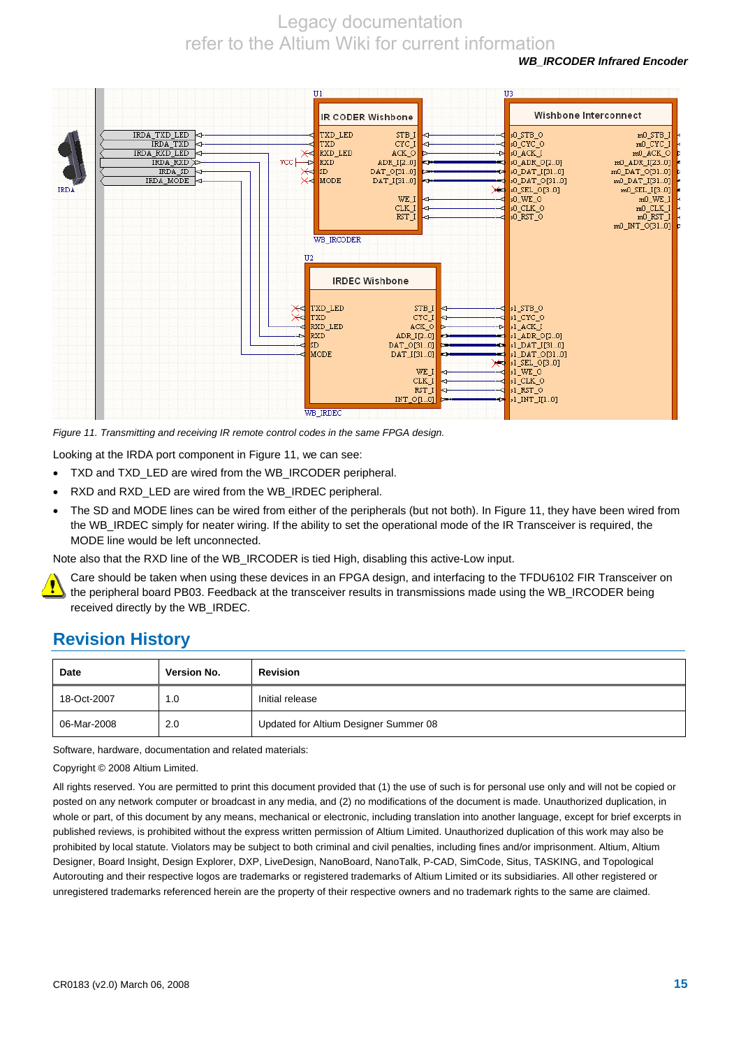Figure 11. Transmitting and receiving IR remote control codes in the same FPGA design.

Looking at the IRDA port component in Figure 11, we can see:

- TXD and TXD_LED are wired from the WB_IRCODER peripheral.
- RXD and RXD_LED are wired from the WB_IRDEC peripheral.
- The SD and MODE lines can be wired from either of the peripherals (but not both). In Figure 11, they have been wired from the WB_IRDEC simply for neater wiring. If the ability to set the operational mode of the IR Transceiver is required, the MODE line would be left unconnected.

Note also that the RXD line of the WB_IRCODER is tied High, disabling this active-Low input.

Care should be taken when using these devices in an FPGA design, and interfacing to the TFDU6102 FIR Transceiver on the peripheral board PB03. Feedback at the transceiver results in transmissions made using the WB_IRCODER being received directly by the WB_IRDEC.

## Revision History

| Date | Version No. | Revision |
|---|---|---|
| 18-Oct-2007 | 1.0 | Initial release |
| 06-Mar-2008 | 2.0 | Updated for Altium Designer Summer 08 |

Software, hardware, documentation and related materials:

Copyright © 2008 Altium Limited.

All rights reserved. You are permitted to print this document provided that (1) the use of such is for personal use only and will not be copied or posted on any network computer or broadcast in any media, and (2) no modifications of the document is made. Unauthorized duplication, in whole or part, of this document by any means, mechanical or electronic, including translation into another language, except for brief excerpts in published reviews, is prohibited without the express written permission of Altium Limited. Unauthorized duplication of this work may also be prohibited by local statute. Violators may be subject to both criminal and civil penalties, including fines and/or imprisonment. Altium, Altium Designer, Board Insight, Design Explorer, DXP, LiveDesign, NanoBoard, NanoTalk, P-CAD, SimCode, Situs, TASKING, and Topological Autorouting and their respective logos are trademarks or registered trademarks of Altium Limited or its subsidiaries. All other registered or unregistered trademarks referenced herein are the property of their respective owners and no trademark rights to the same are claimed.